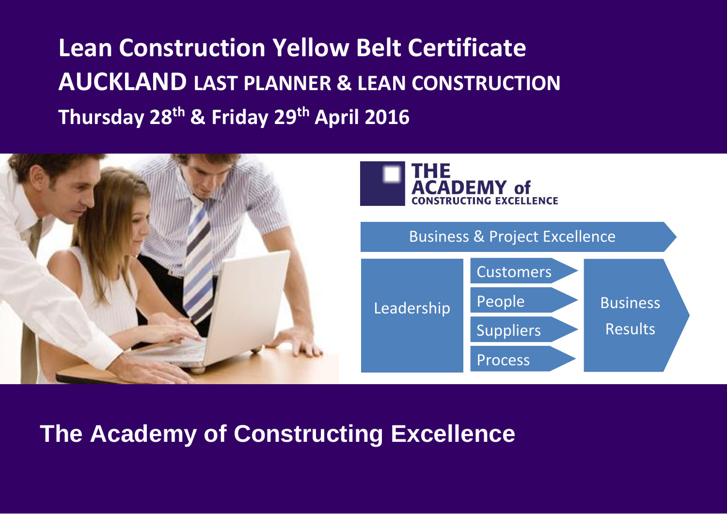# Lean Construction Yellow Belt Certificate

## AUCKLAND LAST PLANNER & LEAN CONSTRUCTION

### Thursday 28th & Friday 29th April 2016

THE ACADEMY of CONSTRUCTING EXCELLENCE

Business & Project Excellence

Leadership

Customers

People

Suppliers

Process

Business Results

## The Academy of Constructing Excellence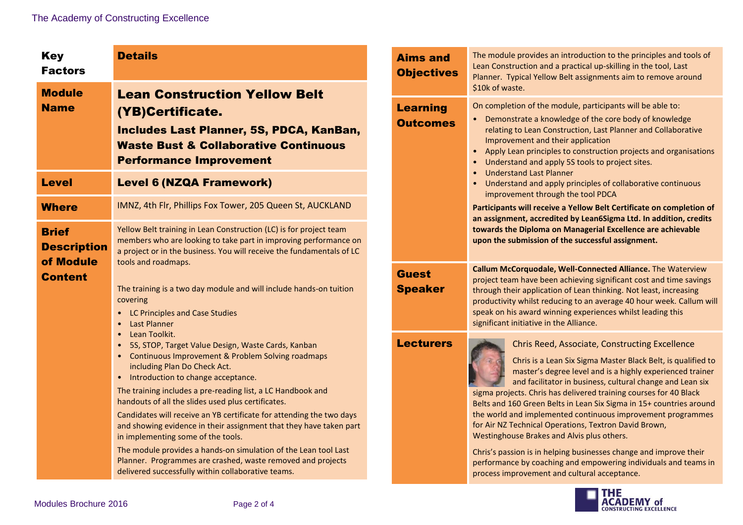| Key Factors | Details |
| --- | --- |
| **Module Name** | **Lean Construction Yellow Belt (YB)Certificate.** **Includes Last Planner, 5S, PDCA, KanBan, Waste Bust & Collaborative Continuous Performance Improvement** |
| **Level** | **Level 6 (NZQA Framework)** |
| **Where** | IMNZ, 4th Flr, Phillips Fox Tower, 205 Queen St, AUCKLAND |
| **Brief Description of Module Content** | Yellow Belt training in Lean Construction (LC) is for project team members who are looking to take part in improving performance on a project or in the business. You will receive the fundamentals of LC tools and roadmaps.<br><br>The training is a two day module and will include hands-on tuition covering<br>• LC Principles and Case Studies<br>• Last Planner<br>• Lean Toolkit.<br>• 5S, STOP, Target Value Design, Waste Cards, Kanban<br>• Continuous Improvement & Problem Solving roadmaps including Plan Do Check Act.<br>• Introduction to change acceptance.<br><br>The training includes a pre-reading list, a LC Handbook and handouts of all the slides used plus certificates.<br><br>Candidates will receive an YB certificate for attending the two days and showing evidence in their assignment that they have taken part in implementing some of the tools.<br><br>The module provides a hands-on simulation of the Lean tool Last Planner. Programmes are crashed, waste removed and projects delivered successfully within collaborative teams. |
| **Aims and Objectives** | The module provides an introduction to the principles and tools of Lean Construction and a practical up-skilling in the tool, Last Planner. Typical Yellow Belt assignments aim to remove around $10k of waste. |
| **Learning Outcomes** | On completion of the module, participants will be able to:<br>• Demonstrate a knowledge of the core body of knowledge relating to Lean Construction, Last Planner and Collaborative Improvement and their application<br>• Apply Lean principles to construction projects and organisations<br>• Understand and apply 5S tools to project sites.<br>• Understand Last Planner<br>• Understand and apply principles of collaborative continuous improvement through the tool PDCA<br><br>**Participants will receive a Yellow Belt Certificate on completion of an assignment, accredited by Lean6Sigma Ltd. In addition, credits towards the Diploma on Managerial Excellence are achievable upon the submission of the successful assignment.** |
| **Guest Speaker** | **Callum McCorquodale, Well-Connected Alliance.** The Waterview project team have been achieving significant cost and time savings through their application of Lean thinking. Not least, increasing productivity whilst reducing to an average 40 hour week. Callum will speak on his award winning experiences whilst leading this significant initiative in the Alliance. |
| **Lecturers** | Chris Reed, Associate, Constructing Excellence<br><br>Chris is a Lean Six Sigma Master Black Belt, is qualified to master's degree level and is a highly experienced trainer and facilitator in business, cultural change and Lean six sigma projects. Chris has delivered training courses for 40 Black Belts and 160 Green Belts in Lean Six Sigma in 15+ countries around the world and implemented continuous improvement programmes for Air NZ Technical Operations, Textron David Brown, Westinghouse Brakes and Alvis plus others.<br><br>Chris's passion is in helping businesses change and improve their performance by coaching and empowering individuals and teams in process improvement and cultural acceptance. |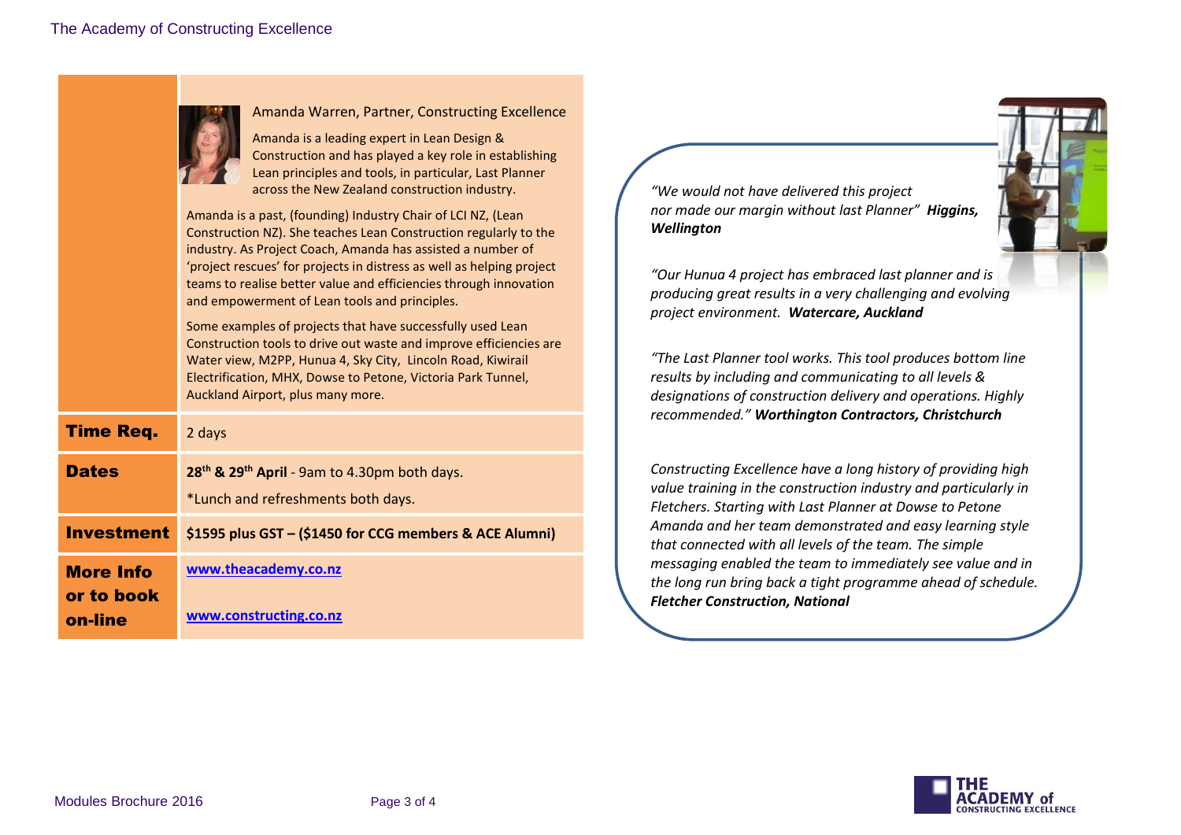Amanda Warren, Partner, Constructing Excellence

Amanda is a leading expert in Lean Design & Construction and has played a key role in establishing Lean principles and tools, in particular, Last Planner across the New Zealand construction industry.

Amanda is a past, (founding) Industry Chair of LCI NZ, (Lean Construction NZ). She teaches Lean Construction regularly to the industry. As Project Coach, Amanda has assisted a number of 'project rescues' for projects in distress as well as helping project teams to realise better value and efficiencies through innovation and empowerment of Lean tools and principles.

Some examples of projects that have successfully used Lean Construction tools to drive out waste and improve efficiencies are Water view, M2PP, Hunua 4, Sky City, Lincoln Road, Kiwirail Electrification, MHX, Dowse to Petone, Victoria Park Tunnel, Auckland Airport, plus many more.

| | |
|---|---|
| **Time Req.** | 2 days |
| **Dates** | **28th & 29th April** - 9am to 4.30pm both days.<br>*Lunch and refreshments both days. |
| **Investment** | **$1595 plus GST – ($1450 for CCG members & ACE Alumni)** |
| **More Info or to book on-line** | www.theacademy.co.nz<br>www.constructing.co.nz |

*"We would not have delivered this project nor made our margin without last Planner"* ***Higgins, Wellington***

*"Our Hunua 4 project has embraced last planner and is producing great results in a very challenging and evolving project environment.* ***Watercare, Auckland***

*"The Last Planner tool works. This tool produces bottom line results by including and communicating to all levels & designations of construction delivery and operations. Highly recommended."* ***Worthington Contractors, Christchurch***

*Constructing Excellence have a long history of providing high value training in the construction industry and particularly in Fletchers. Starting with Last Planner at Dowse to Petone Amanda and her team demonstrated and easy learning style that connected with all levels of the team. The simple messaging enabled the team to immediately see value and in the long run bring back a tight programme ahead of schedule.* ***Fletcher Construction, National***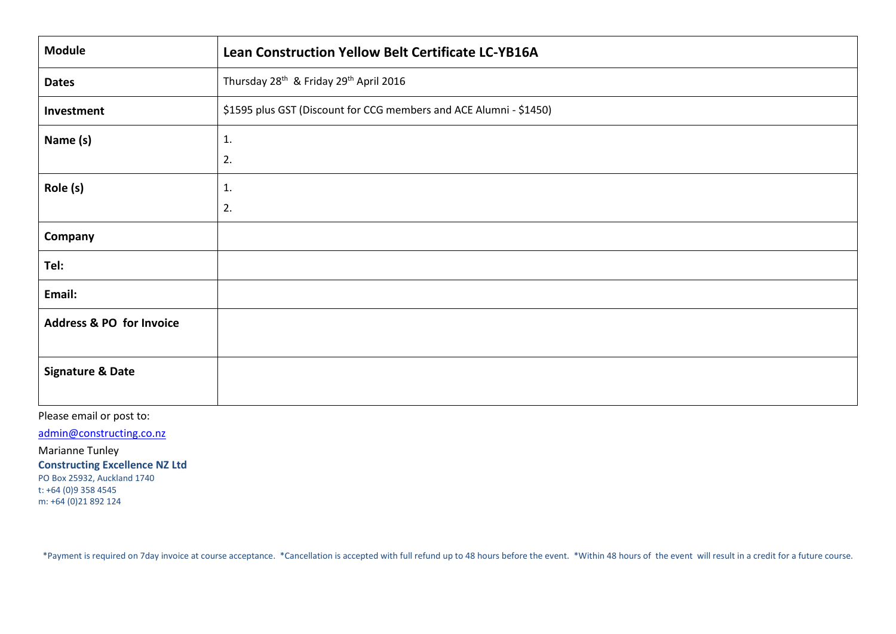| | |
|---|---|
| **Module** | **Lean Construction Yellow Belt Certificate LC-YB16A** |
| **Dates** | Thursday 28th & Friday 29th April 2016 |
| **Investment** | $1595 plus GST (Discount for CCG members and ACE Alumni - $1450) |
| **Name (s)** | 1.<br>2. |
| **Role (s)** | 1.<br>2. |
| **Company** | |
| **Tel:** | |
| **Email:** | |
| **Address & PO for Invoice** | |
| **Signature & Date** | |

Please email or post to:

admin@constructing.co.nz

Marianne Tunley
**Constructing Excellence NZ Ltd**
PO Box 25932, Auckland 1740
t: +64 (0)9 358 4545
m: +64 (0)21 892 124

*Payment is required on 7day invoice at course acceptance. *Cancellation is accepted with full refund up to 48 hours before the event. *Within 48 hours of the event will result in a credit for a future course.